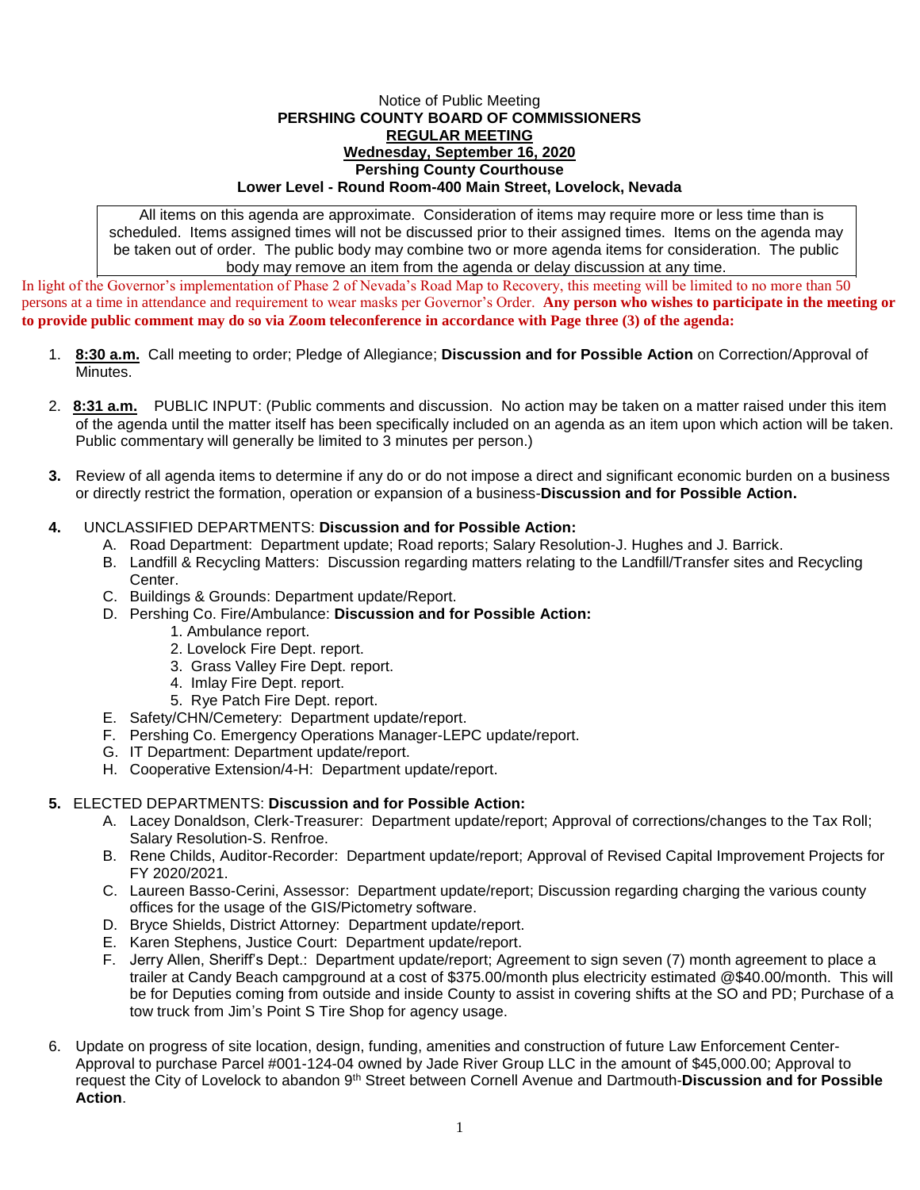Notice of Public Meeting

**PERSHING COUNTY BOARD OF COMMISSIONERS**

**REGULAR MEETING**

**Wednesday, September 16, 2020**

**Pershing County Courthouse**

**Lower Level - Round Room-400 Main Street, Lovelock, Nevada**

All items on this agenda are approximate. Consideration of items may require more or less time than is scheduled. Items assigned times will not be discussed prior to their assigned times. Items on the agenda may be taken out of order. The public body may combine two or more agenda items for consideration. The public body may remove an item from the agenda or delay discussion at any time.

In light of the Governor's implementation of Phase 2 of Nevada's Road Map to Recovery, this meeting will be limited to no more than 50 persons at a time in attendance and requirement to wear masks per Governor's Order. **Any person who wishes to participate in the meeting or to provide public comment may do so via Zoom teleconference in accordance with Page three (3) of the agenda:**

1. **8:30 a.m.** Call meeting to order; Pledge of Allegiance; **Discussion and for Possible Action** on Correction/Approval of Minutes.

2. **8:31 a.m.** PUBLIC INPUT: (Public comments and discussion. No action may be taken on a matter raised under this item of the agenda until the matter itself has been specifically included on an agenda as an item upon which action will be taken. Public commentary will generally be limited to 3 minutes per person.)

3. Review of all agenda items to determine if any do or do not impose a direct and significant economic burden on a business or directly restrict the formation, operation or expansion of a business-**Discussion and for Possible Action.**

4. UNCLASSIFIED DEPARTMENTS: **Discussion and for Possible Action:**
   - A. Road Department: Department update; Road reports; Salary Resolution-J. Hughes and J. Barrick.
   - B. Landfill & Recycling Matters: Discussion regarding matters relating to the Landfill/Transfer sites and Recycling Center.
   - C. Buildings & Grounds: Department update/Report.
   - D. Pershing Co. Fire/Ambulance: **Discussion and for Possible Action:**
     1. Ambulance report.
     2. Lovelock Fire Dept. report.
     3. Grass Valley Fire Dept. report.
     4. Imlay Fire Dept. report.
     5. Rye Patch Fire Dept. report.
   - E. Safety/CHN/Cemetery: Department update/report.
   - F. Pershing Co. Emergency Operations Manager-LEPC update/report.
   - G. IT Department: Department update/report.
   - H. Cooperative Extension/4-H: Department update/report.

5. ELECTED DEPARTMENTS: **Discussion and for Possible Action:**
   - A. Lacey Donaldson, Clerk-Treasurer: Department update/report; Approval of corrections/changes to the Tax Roll; Salary Resolution-S. Renfroe.
   - B. Rene Childs, Auditor-Recorder: Department update/report; Approval of Revised Capital Improvement Projects for FY 2020/2021.
   - C. Laureen Basso-Cerini, Assessor: Department update/report; Discussion regarding charging the various county offices for the usage of the GIS/Pictometry software.
   - D. Bryce Shields, District Attorney: Department update/report.
   - E. Karen Stephens, Justice Court: Department update/report.
   - F. Jerry Allen, Sheriff's Dept.: Department update/report; Agreement to sign seven (7) month agreement to place a trailer at Candy Beach campground at a cost of $375.00/month plus electricity estimated @$40.00/month. This will be for Deputies coming from outside and inside County to assist in covering shifts at the SO and PD; Purchase of a tow truck from Jim's Point S Tire Shop for agency usage.

6. Update on progress of site location, design, funding, amenities and construction of future Law Enforcement Center-Approval to purchase Parcel #001-124-04 owned by Jade River Group LLC in the amount of $45,000.00; Approval to request the City of Lovelock to abandon 9th Street between Cornell Avenue and Dartmouth-**Discussion and for Possible Action**.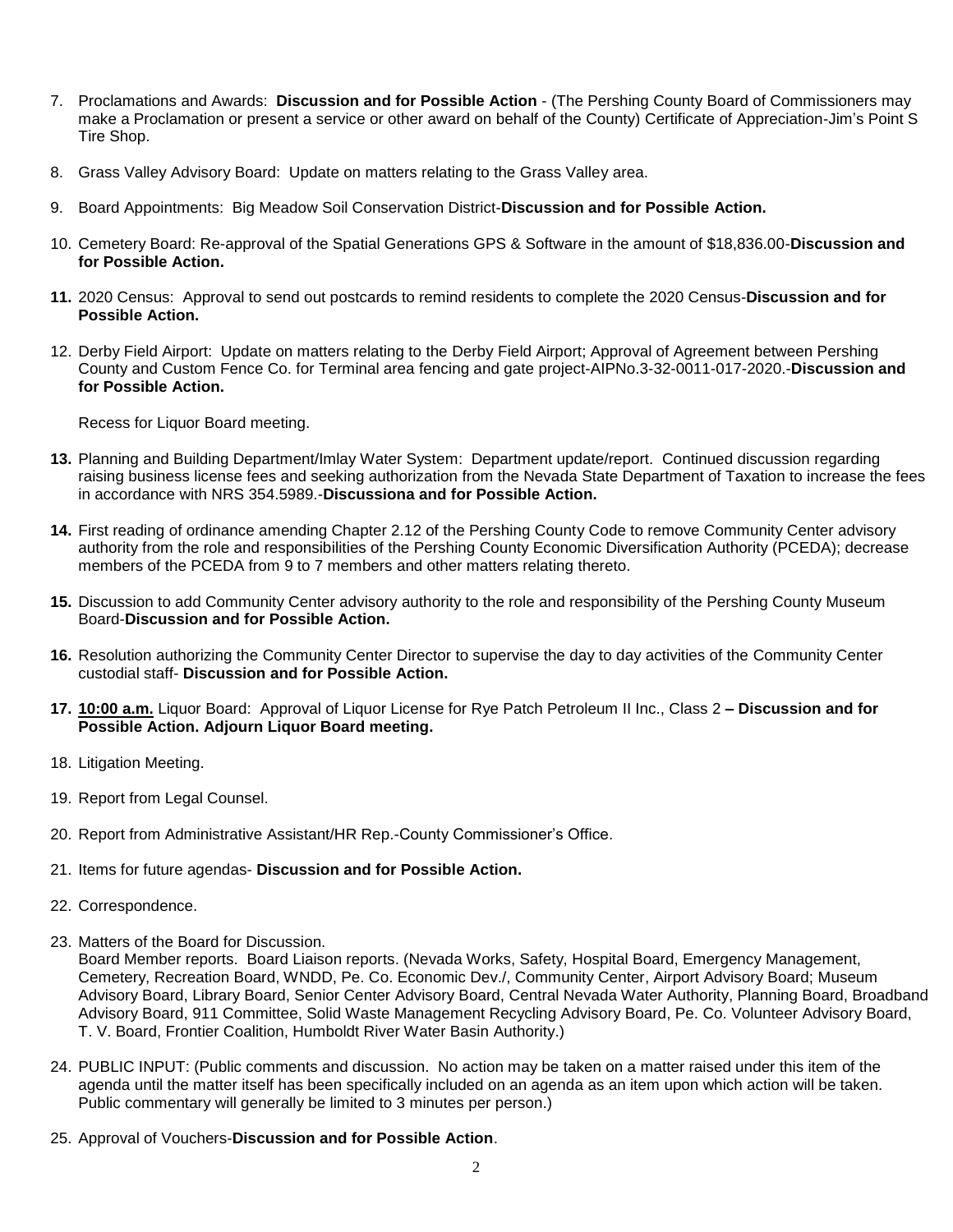7. Proclamations and Awards: **Discussion and for Possible Action** - (The Pershing County Board of Commissioners may make a Proclamation or present a service or other award on behalf of the County) Certificate of Appreciation-Jim's Point S Tire Shop.

8. Grass Valley Advisory Board: Update on matters relating to the Grass Valley area.

9. Board Appointments: Big Meadow Soil Conservation District-**Discussion and for Possible Action.**

10. Cemetery Board: Re-approval of the Spatial Generations GPS & Software in the amount of $18,836.00-**Discussion and for Possible Action.**

11. 2020 Census: Approval to send out postcards to remind residents to complete the 2020 Census-**Discussion and for Possible Action.**

12. Derby Field Airport: Update on matters relating to the Derby Field Airport; Approval of Agreement between Pershing County and Custom Fence Co. for Terminal area fencing and gate project-AIPNo.3-32-0011-017-2020.-**Discussion and for Possible Action.**

    Recess for Liquor Board meeting.

13. Planning and Building Department/Imlay Water System: Department update/report. Continued discussion regarding raising business license fees and seeking authorization from the Nevada State Department of Taxation to increase the fees in accordance with NRS 354.5989.-**Discussiona and for Possible Action.**

14. First reading of ordinance amending Chapter 2.12 of the Pershing County Code to remove Community Center advisory authority from the role and responsibilities of the Pershing County Economic Diversification Authority (PCEDA); decrease members of the PCEDA from 9 to 7 members and other matters relating thereto.

15. Discussion to add Community Center advisory authority to the role and responsibility of the Pershing County Museum Board-**Discussion and for Possible Action.**

16. Resolution authorizing the Community Center Director to supervise the day to day activities of the Community Center custodial staff- **Discussion and for Possible Action.**

17. **10:00 a.m.** Liquor Board: Approval of Liquor License for Rye Patch Petroleum II Inc., Class 2 **– Discussion and for Possible Action. Adjourn Liquor Board meeting.**

18. Litigation Meeting.

19. Report from Legal Counsel.

20. Report from Administrative Assistant/HR Rep.-County Commissioner's Office.

21. Items for future agendas- **Discussion and for Possible Action.**

22. Correspondence.

23. Matters of the Board for Discussion.
    Board Member reports. Board Liaison reports. (Nevada Works, Safety, Hospital Board, Emergency Management, Cemetery, Recreation Board, WNDD, Pe. Co. Economic Dev./, Community Center, Airport Advisory Board; Museum Advisory Board, Library Board, Senior Center Advisory Board, Central Nevada Water Authority, Planning Board, Broadband Advisory Board, 911 Committee, Solid Waste Management Recycling Advisory Board, Pe. Co. Volunteer Advisory Board, T. V. Board, Frontier Coalition, Humboldt River Water Basin Authority.)

24. PUBLIC INPUT: (Public comments and discussion. No action may be taken on a matter raised under this item of the agenda until the matter itself has been specifically included on an agenda as an item upon which action will be taken. Public commentary will generally be limited to 3 minutes per person.)

25. Approval of Vouchers-**Discussion and for Possible Action**.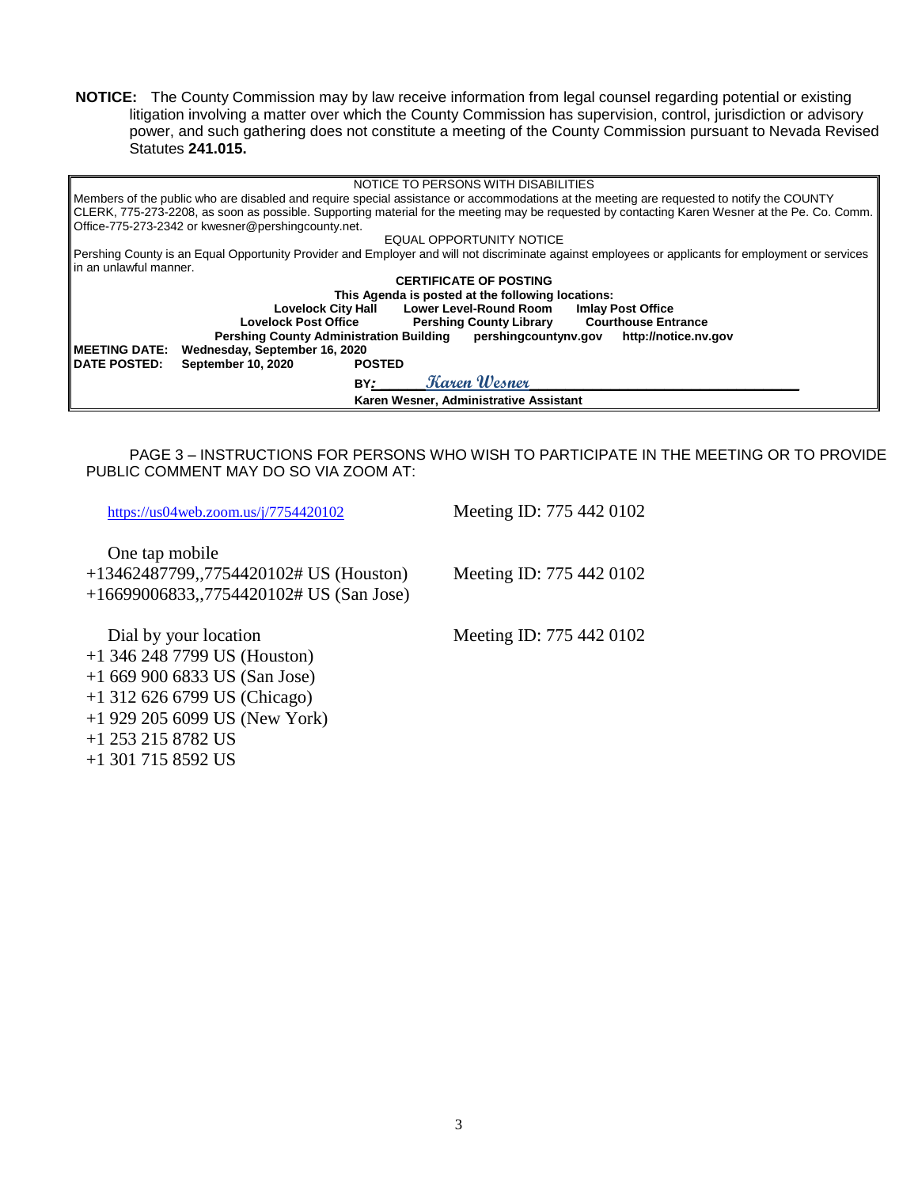**NOTICE:** The County Commission may by law receive information from legal counsel regarding potential or existing litigation involving a matter over which the County Commission has supervision, control, jurisdiction or advisory power, and such gathering does not constitute a meeting of the County Commission pursuant to Nevada Revised Statutes **241.015.**

NOTICE TO PERSONS WITH DISABILITIES

Members of the public who are disabled and require special assistance or accommodations at the meeting are requested to notify the COUNTY CLERK, 775-273-2208, as soon as possible. Supporting material for the meeting may be requested by contacting Karen Wesner at the Pe. Co. Comm. Office-775-273-2342 or kwesner@pershingcounty.net.

EQUAL OPPORTUNITY NOTICE

Pershing County is an Equal Opportunity Provider and Employer and will not discriminate against employees or applicants for employment or services in an unlawful manner.

**CERTIFICATE OF POSTING**

**This Agenda is posted at the following locations:**

**Lovelock City Hall** **Lower Level-Round Room** **Imlay Post Office**
**Lovelock Post Office** **Pershing County Library** **Courthouse Entrance**
**Pershing County Administration Building** **pershingcountynv.gov** **http://notice.nv.gov**

**MEETING DATE:** **Wednesday, September 16, 2020**
**DATE POSTED:** **September 10, 2020** **POSTED**

**BY:** *Karen Wesner*

**Karen Wesner, Administrative Assistant**

PAGE 3 – INSTRUCTIONS FOR PERSONS WHO WISH TO PARTICIPATE IN THE MEETING OR TO PROVIDE PUBLIC COMMENT MAY DO SO VIA ZOOM AT:

https://us04web.zoom.us/j/7754420102 Meeting ID: 775 442 0102

One tap mobile
+13462487799,,7754420102# US (Houston) Meeting ID: 775 442 0102
+16699006833,,7754420102# US (San Jose)

Dial by your location Meeting ID: 775 442 0102
+1 346 248 7799 US (Houston)
+1 669 900 6833 US (San Jose)
+1 312 626 6799 US (Chicago)
+1 929 205 6099 US (New York)
+1 253 215 8782 US
+1 301 715 8592 US